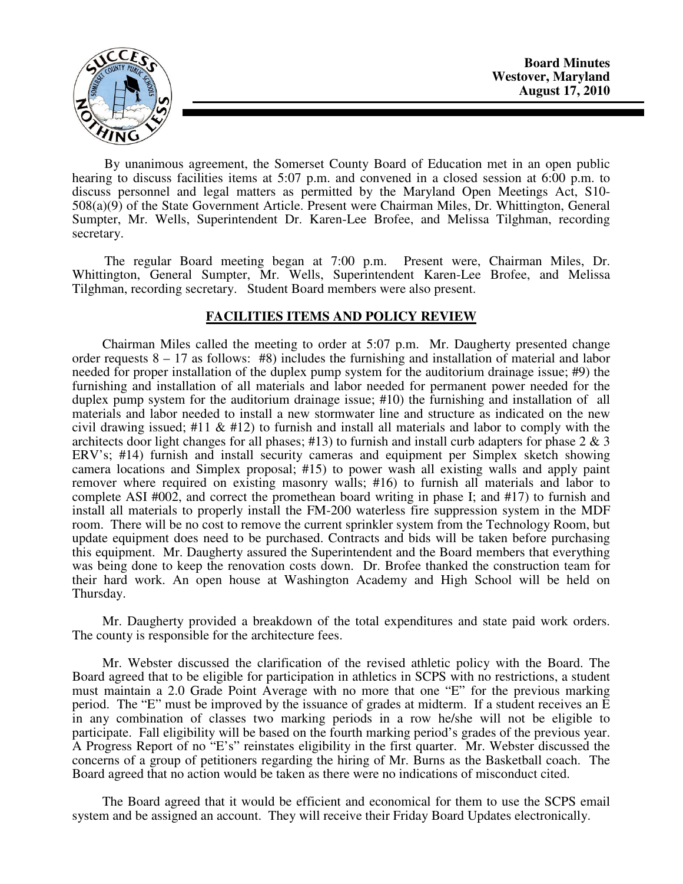**Board Minutes**
**Westover, Maryland**
**August 17, 2010**

By unanimous agreement, the Somerset County Board of Education met in an open public hearing to discuss facilities items at 5:07 p.m. and convened in a closed session at 6:00 p.m. to discuss personnel and legal matters as permitted by the Maryland Open Meetings Act, S10-508(a)(9) of the State Government Article. Present were Chairman Miles, Dr. Whittington, General Sumpter, Mr. Wells, Superintendent Dr. Karen-Lee Brofee, and Melissa Tilghman, recording secretary.

The regular Board meeting began at 7:00 p.m. Present were, Chairman Miles, Dr. Whittington, General Sumpter, Mr. Wells, Superintendent Karen-Lee Brofee, and Melissa Tilghman, recording secretary. Student Board members were also present.

## FACILITIES ITEMS AND POLICY REVIEW

Chairman Miles called the meeting to order at 5:07 p.m. Mr. Daugherty presented change order requests 8 – 17 as follows: #8) includes the furnishing and installation of material and labor needed for proper installation of the duplex pump system for the auditorium drainage issue; #9) the furnishing and installation of all materials and labor needed for permanent power needed for the duplex pump system for the auditorium drainage issue; #10) the furnishing and installation of all materials and labor needed to install a new stormwater line and structure as indicated on the new civil drawing issued; #11 & #12) to furnish and install all materials and labor to comply with the architects door light changes for all phases; #13) to furnish and install curb adapters for phase 2 & 3 ERV's; #14) furnish and install security cameras and equipment per Simplex sketch showing camera locations and Simplex proposal; #15) to power wash all existing walls and apply paint remover where required on existing masonry walls; #16) to furnish all materials and labor to complete ASI #002, and correct the promethean board writing in phase I; and #17) to furnish and install all materials to properly install the FM-200 waterless fire suppression system in the MDF room. There will be no cost to remove the current sprinkler system from the Technology Room, but update equipment does need to be purchased. Contracts and bids will be taken before purchasing this equipment. Mr. Daugherty assured the Superintendent and the Board members that everything was being done to keep the renovation costs down. Dr. Brofee thanked the construction team for their hard work. An open house at Washington Academy and High School will be held on Thursday.

Mr. Daugherty provided a breakdown of the total expenditures and state paid work orders. The county is responsible for the architecture fees.

Mr. Webster discussed the clarification of the revised athletic policy with the Board. The Board agreed that to be eligible for participation in athletics in SCPS with no restrictions, a student must maintain a 2.0 Grade Point Average with no more that one "E" for the previous marking period. The "E" must be improved by the issuance of grades at midterm. If a student receives an E in any combination of classes two marking periods in a row he/she will not be eligible to participate. Fall eligibility will be based on the fourth marking period's grades of the previous year. A Progress Report of no "E's" reinstates eligibility in the first quarter. Mr. Webster discussed the concerns of a group of petitioners regarding the hiring of Mr. Burns as the Basketball coach. The Board agreed that no action would be taken as there were no indications of misconduct cited.

The Board agreed that it would be efficient and economical for them to use the SCPS email system and be assigned an account. They will receive their Friday Board Updates electronically.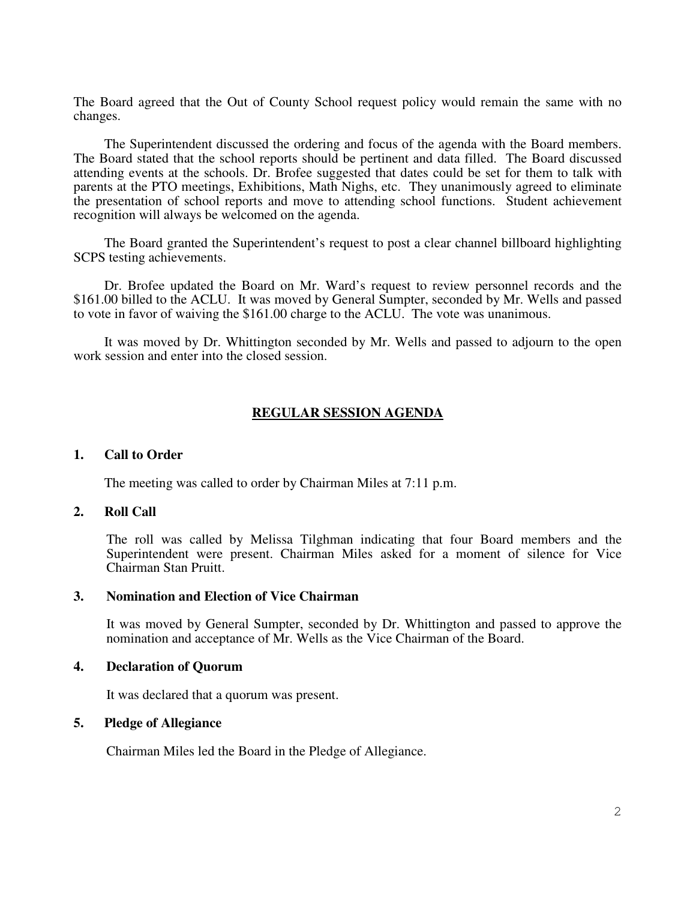The Board agreed that the Out of County School request policy would remain the same with no changes.

The Superintendent discussed the ordering and focus of the agenda with the Board members. The Board stated that the school reports should be pertinent and data filled. The Board discussed attending events at the schools. Dr. Brofee suggested that dates could be set for them to talk with parents at the PTO meetings, Exhibitions, Math Nighs, etc. They unanimously agreed to eliminate the presentation of school reports and move to attending school functions. Student achievement recognition will always be welcomed on the agenda.

The Board granted the Superintendent's request to post a clear channel billboard highlighting SCPS testing achievements.

Dr. Brofee updated the Board on Mr. Ward's request to review personnel records and the $161.00 billed to the ACLU. It was moved by General Sumpter, seconded by Mr. Wells and passed to vote in favor of waiving the $161.00 charge to the ACLU. The vote was unanimous.

It was moved by Dr. Whittington seconded by Mr. Wells and passed to adjourn to the open work session and enter into the closed session.

## REGULAR SESSION AGENDA

### 1. Call to Order

The meeting was called to order by Chairman Miles at 7:11 p.m.

### 2. Roll Call

The roll was called by Melissa Tilghman indicating that four Board members and the Superintendent were present. Chairman Miles asked for a moment of silence for Vice Chairman Stan Pruitt.

### 3. Nomination and Election of Vice Chairman

It was moved by General Sumpter, seconded by Dr. Whittington and passed to approve the nomination and acceptance of Mr. Wells as the Vice Chairman of the Board.

### 4. Declaration of Quorum

It was declared that a quorum was present.

### 5. Pledge of Allegiance

Chairman Miles led the Board in the Pledge of Allegiance.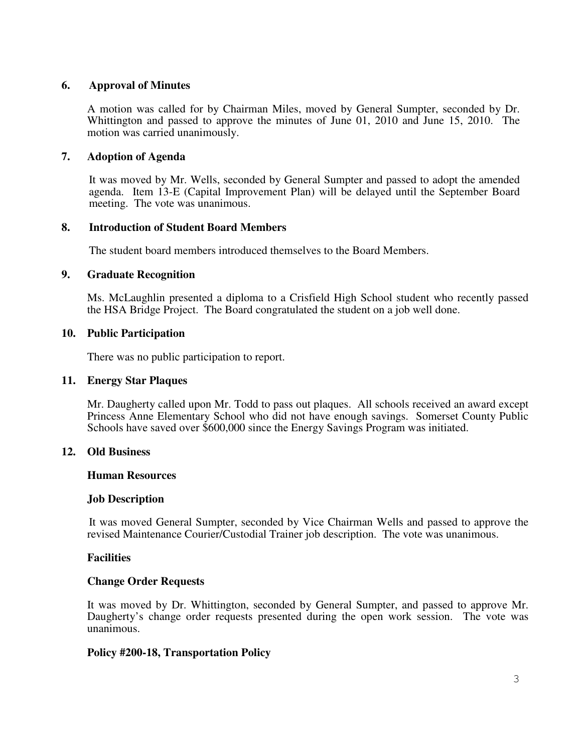## 6. Approval of Minutes

A motion was called for by Chairman Miles, moved by General Sumpter, seconded by Dr. Whittington and passed to approve the minutes of June 01, 2010 and June 15, 2010. The motion was carried unanimously.

## 7. Adoption of Agenda

It was moved by Mr. Wells, seconded by General Sumpter and passed to adopt the amended agenda. Item 13-E (Capital Improvement Plan) will be delayed until the September Board meeting. The vote was unanimous.

## 8. Introduction of Student Board Members

The student board members introduced themselves to the Board Members.

## 9. Graduate Recognition

Ms. McLaughlin presented a diploma to a Crisfield High School student who recently passed the HSA Bridge Project. The Board congratulated the student on a job well done.

## 10. Public Participation

There was no public participation to report.

## 11. Energy Star Plaques

Mr. Daugherty called upon Mr. Todd to pass out plaques. All schools received an award except Princess Anne Elementary School who did not have enough savings. Somerset County Public Schools have saved over $600,000 since the Energy Savings Program was initiated.

## 12. Old Business

### Human Resources

### Job Description

It was moved General Sumpter, seconded by Vice Chairman Wells and passed to approve the revised Maintenance Courier/Custodial Trainer job description. The vote was unanimous.

### Facilities

### Change Order Requests

It was moved by Dr. Whittington, seconded by General Sumpter, and passed to approve Mr. Daugherty's change order requests presented during the open work session. The vote was unanimous.

### Policy #200-18, Transportation Policy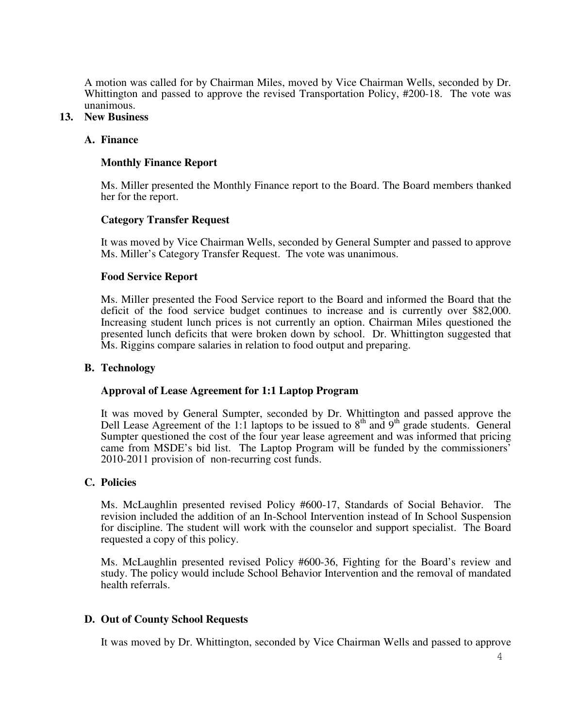A motion was called for by Chairman Miles, moved by Vice Chairman Wells, seconded by Dr. Whittington and passed to approve the revised Transportation Policy, #200-18. The vote was unanimous.

**13. New Business**

**A. Finance**

**Monthly Finance Report**

Ms. Miller presented the Monthly Finance report to the Board. The Board members thanked her for the report.

**Category Transfer Request**

It was moved by Vice Chairman Wells, seconded by General Sumpter and passed to approve Ms. Miller's Category Transfer Request. The vote was unanimous.

**Food Service Report**

Ms. Miller presented the Food Service report to the Board and informed the Board that the deficit of the food service budget continues to increase and is currently over $82,000. Increasing student lunch prices is not currently an option. Chairman Miles questioned the presented lunch deficits that were broken down by school. Dr. Whittington suggested that Ms. Riggins compare salaries in relation to food output and preparing.

**B. Technology**

**Approval of Lease Agreement for 1:1 Laptop Program**

It was moved by General Sumpter, seconded by Dr. Whittington and passed approve the Dell Lease Agreement of the 1:1 laptops to be issued to 8th and 9th grade students. General Sumpter questioned the cost of the four year lease agreement and was informed that pricing came from MSDE's bid list. The Laptop Program will be funded by the commissioners' 2010-2011 provision of non-recurring cost funds.

**C. Policies**

Ms. McLaughlin presented revised Policy #600-17, Standards of Social Behavior. The revision included the addition of an In-School Intervention instead of In School Suspension for discipline. The student will work with the counselor and support specialist. The Board requested a copy of this policy.

Ms. McLaughlin presented revised Policy #600-36, Fighting for the Board's review and study. The policy would include School Behavior Intervention and the removal of mandated health referrals.

**D. Out of County School Requests**

It was moved by Dr. Whittington, seconded by Vice Chairman Wells and passed to approve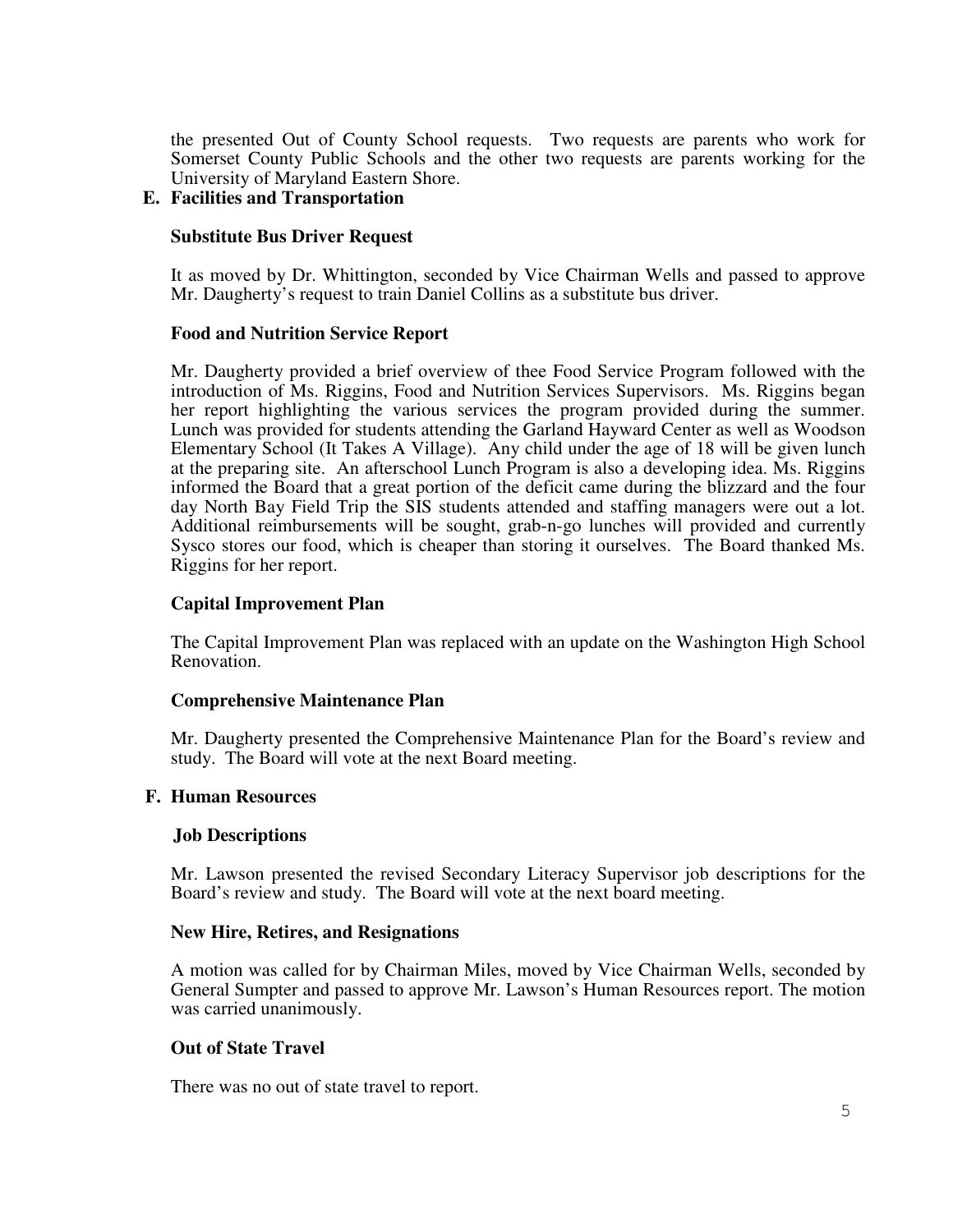the presented Out of County School requests. Two requests are parents who work for Somerset County Public Schools and the other two requests are parents working for the University of Maryland Eastern Shore.

**E. Facilities and Transportation**

**Substitute Bus Driver Request**

It as moved by Dr. Whittington, seconded by Vice Chairman Wells and passed to approve Mr. Daugherty's request to train Daniel Collins as a substitute bus driver.

**Food and Nutrition Service Report**

Mr. Daugherty provided a brief overview of thee Food Service Program followed with the introduction of Ms. Riggins, Food and Nutrition Services Supervisors. Ms. Riggins began her report highlighting the various services the program provided during the summer. Lunch was provided for students attending the Garland Hayward Center as well as Woodson Elementary School (It Takes A Village). Any child under the age of 18 will be given lunch at the preparing site. An afterschool Lunch Program is also a developing idea. Ms. Riggins informed the Board that a great portion of the deficit came during the blizzard and the four day North Bay Field Trip the SIS students attended and staffing managers were out a lot. Additional reimbursements will be sought, grab-n-go lunches will provided and currently Sysco stores our food, which is cheaper than storing it ourselves. The Board thanked Ms. Riggins for her report.

**Capital Improvement Plan**

The Capital Improvement Plan was replaced with an update on the Washington High School Renovation.

**Comprehensive Maintenance Plan**

Mr. Daugherty presented the Comprehensive Maintenance Plan for the Board's review and study. The Board will vote at the next Board meeting.

**F. Human Resources**

**Job Descriptions**

Mr. Lawson presented the revised Secondary Literacy Supervisor job descriptions for the Board's review and study. The Board will vote at the next board meeting.

**New Hire, Retires, and Resignations**

A motion was called for by Chairman Miles, moved by Vice Chairman Wells, seconded by General Sumpter and passed to approve Mr. Lawson's Human Resources report. The motion was carried unanimously.

**Out of State Travel**

There was no out of state travel to report.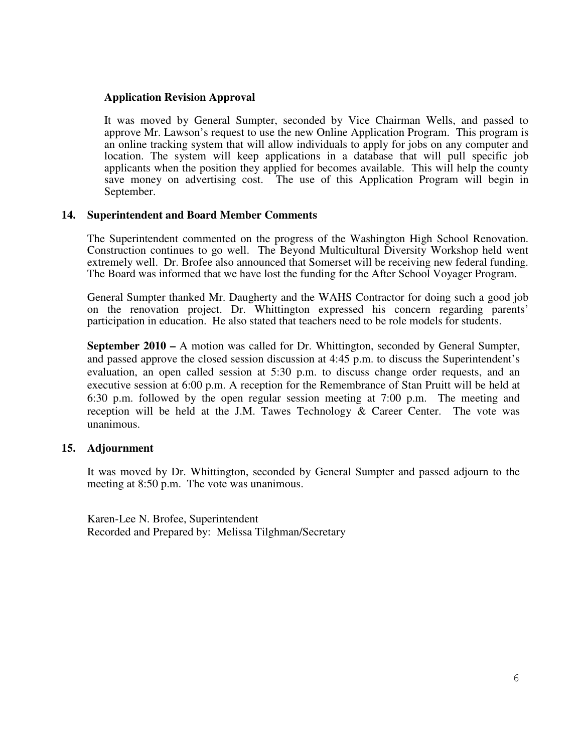**Application Revision Approval**

It was moved by General Sumpter, seconded by Vice Chairman Wells, and passed to approve Mr. Lawson's request to use the new Online Application Program. This program is an online tracking system that will allow individuals to apply for jobs on any computer and location. The system will keep applications in a database that will pull specific job applicants when the position they applied for becomes available. This will help the county save money on advertising cost. The use of this Application Program will begin in September.

## 14. Superintendent and Board Member Comments

The Superintendent commented on the progress of the Washington High School Renovation. Construction continues to go well. The Beyond Multicultural Diversity Workshop held went extremely well. Dr. Brofee also announced that Somerset will be receiving new federal funding. The Board was informed that we have lost the funding for the After School Voyager Program.

General Sumpter thanked Mr. Daugherty and the WAHS Contractor for doing such a good job on the renovation project. Dr. Whittington expressed his concern regarding parents' participation in education. He also stated that teachers need to be role models for students.

**September 2010 –** A motion was called for Dr. Whittington, seconded by General Sumpter, and passed approve the closed session discussion at 4:45 p.m. to discuss the Superintendent's evaluation, an open called session at 5:30 p.m. to discuss change order requests, and an executive session at 6:00 p.m. A reception for the Remembrance of Stan Pruitt will be held at 6:30 p.m. followed by the open regular session meeting at 7:00 p.m. The meeting and reception will be held at the J.M. Tawes Technology & Career Center. The vote was unanimous.

## 15. Adjournment

It was moved by Dr. Whittington, seconded by General Sumpter and passed adjourn to the meeting at 8:50 p.m. The vote was unanimous.

Karen-Lee N. Brofee, Superintendent
Recorded and Prepared by: Melissa Tilghman/Secretary